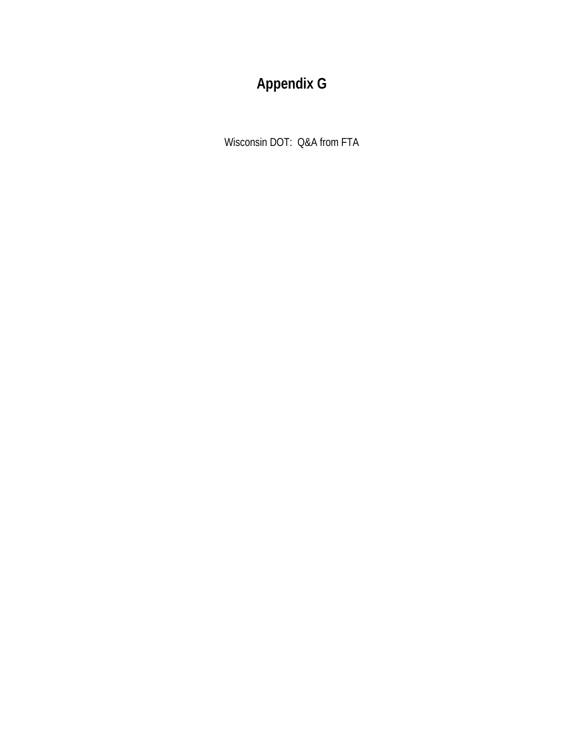# Appendix G

Wisconsin DOT: Q&A from FTA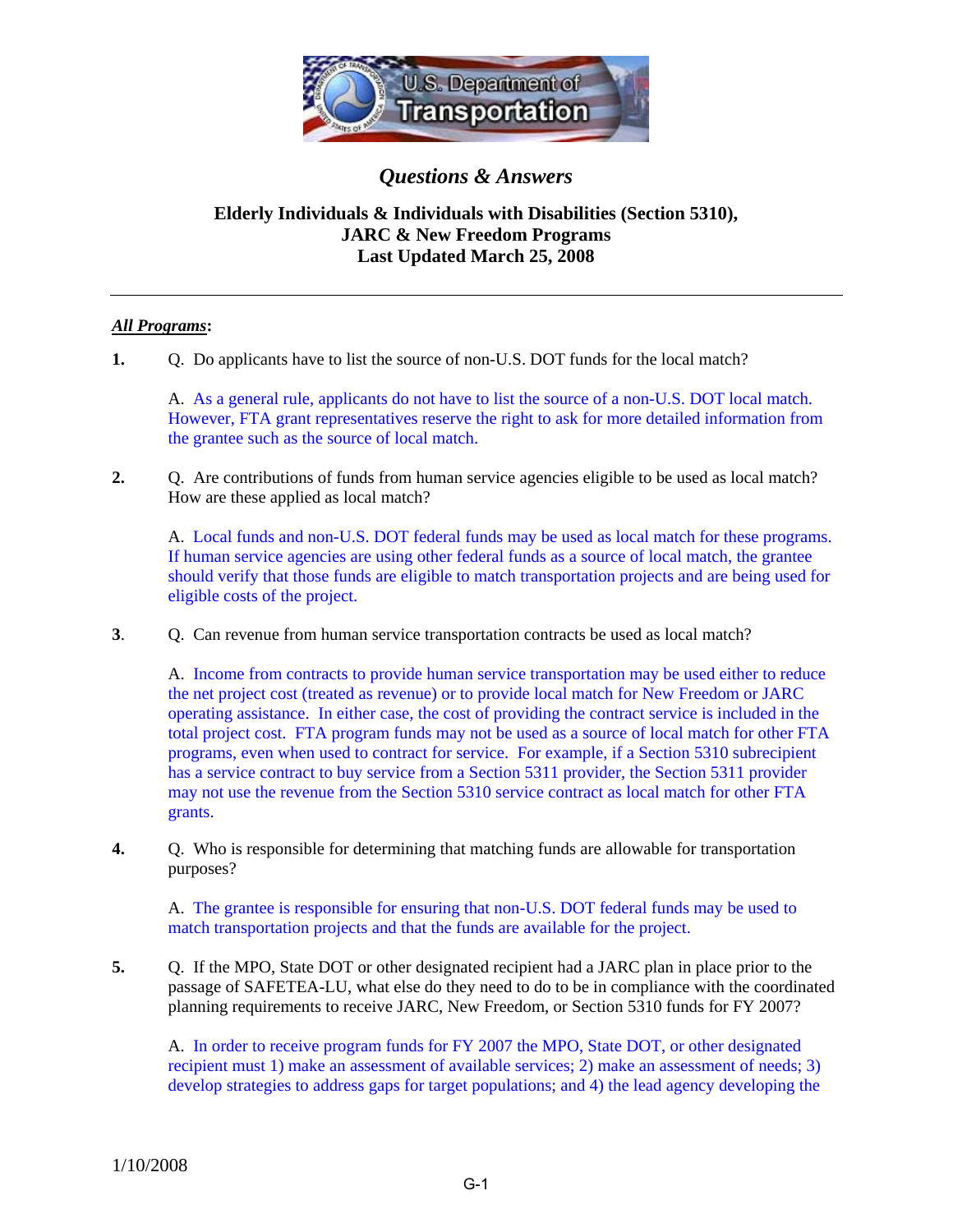# Questions & Answers

## Elderly Individuals & Individuals with Disabilities (Section 5310), JARC & New Freedom Programs
### Last Updated March 25, 2008

---

***All Programs*:**

**1.** Q. Do applicants have to list the source of non-U.S. DOT funds for the local match?

A. As a general rule, applicants do not have to list the source of a non-U.S. DOT local match. However, FTA grant representatives reserve the right to ask for more detailed information from the grantee such as the source of local match.

**2.** Q. Are contributions of funds from human service agencies eligible to be used as local match? How are these applied as local match?

A. Local funds and non-U.S. DOT federal funds may be used as local match for these programs. If human service agencies are using other federal funds as a source of local match, the grantee should verify that those funds are eligible to match transportation projects and are being used for eligible costs of the project.

**3.** Q. Can revenue from human service transportation contracts be used as local match?

A. Income from contracts to provide human service transportation may be used either to reduce the net project cost (treated as revenue) or to provide local match for New Freedom or JARC operating assistance. In either case, the cost of providing the contract service is included in the total project cost. FTA program funds may not be used as a source of local match for other FTA programs, even when used to contract for service. For example, if a Section 5310 subrecipient has a service contract to buy service from a Section 5311 provider, the Section 5311 provider may not use the revenue from the Section 5310 service contract as local match for other FTA grants.

**4.** Q. Who is responsible for determining that matching funds are allowable for transportation purposes?

A. The grantee is responsible for ensuring that non-U.S. DOT federal funds may be used to match transportation projects and that the funds are available for the project.

**5.** Q. If the MPO, State DOT or other designated recipient had a JARC plan in place prior to the passage of SAFETEA-LU, what else do they need to do to be in compliance with the coordinated planning requirements to receive JARC, New Freedom, or Section 5310 funds for FY 2007?

A. In order to receive program funds for FY 2007 the MPO, State DOT, or other designated recipient must 1) make an assessment of available services; 2) make an assessment of needs; 3) develop strategies to address gaps for target populations; and 4) the lead agency developing the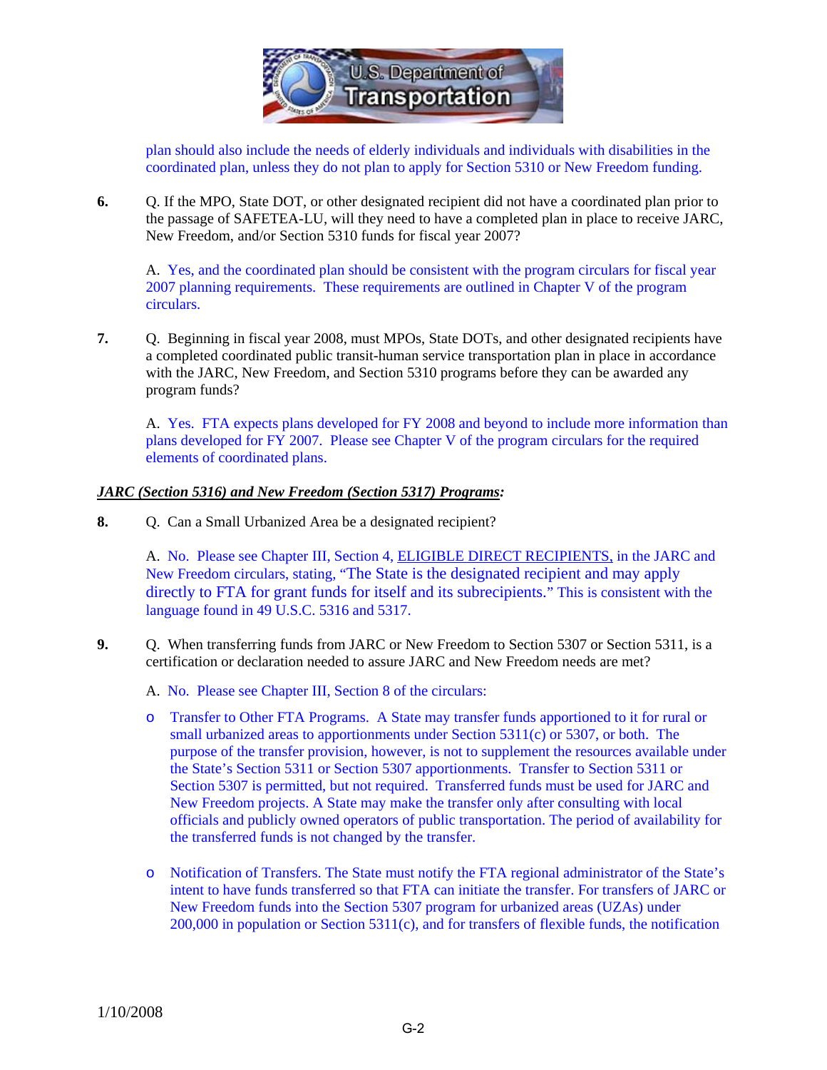plan should also include the needs of elderly individuals and individuals with disabilities in the coordinated plan, unless they do not plan to apply for Section 5310 or New Freedom funding.

**6.** Q. If the MPO, State DOT, or other designated recipient did not have a coordinated plan prior to the passage of SAFETEA-LU, will they need to have a completed plan in place to receive JARC, New Freedom, and/or Section 5310 funds for fiscal year 2007?

A. Yes, and the coordinated plan should be consistent with the program circulars for fiscal year 2007 planning requirements. These requirements are outlined in Chapter V of the program circulars.

**7.** Q. Beginning in fiscal year 2008, must MPOs, State DOTs, and other designated recipients have a completed coordinated public transit-human service transportation plan in place in accordance with the JARC, New Freedom, and Section 5310 programs before they can be awarded any program funds?

A. Yes. FTA expects plans developed for FY 2008 and beyond to include more information than plans developed for FY 2007. Please see Chapter V of the program circulars for the required elements of coordinated plans.

***JARC (Section 5316) and New Freedom (Section 5317) Programs:***

**8.** Q. Can a Small Urbanized Area be a designated recipient?

A. No. Please see Chapter III, Section 4, ELIGIBLE DIRECT RECIPIENTS, in the JARC and New Freedom circulars, stating, "The State is the designated recipient and may apply directly to FTA for grant funds for itself and its subrecipients." This is consistent with the language found in 49 U.S.C. 5316 and 5317.

**9.** Q. When transferring funds from JARC or New Freedom to Section 5307 or Section 5311, is a certification or declaration needed to assure JARC and New Freedom needs are met?

A. No. Please see Chapter III, Section 8 of the circulars:

- Transfer to Other FTA Programs. A State may transfer funds apportioned to it for rural or small urbanized areas to apportionments under Section 5311(c) or 5307, or both. The purpose of the transfer provision, however, is not to supplement the resources available under the State's Section 5311 or Section 5307 apportionments. Transfer to Section 5311 or Section 5307 is permitted, but not required. Transferred funds must be used for JARC and New Freedom projects. A State may make the transfer only after consulting with local officials and publicly owned operators of public transportation. The period of availability for the transferred funds is not changed by the transfer.

- Notification of Transfers. The State must notify the FTA regional administrator of the State's intent to have funds transferred so that FTA can initiate the transfer. For transfers of JARC or New Freedom funds into the Section 5307 program for urbanized areas (UZAs) under 200,000 in population or Section 5311(c), and for transfers of flexible funds, the notification

1/10/2008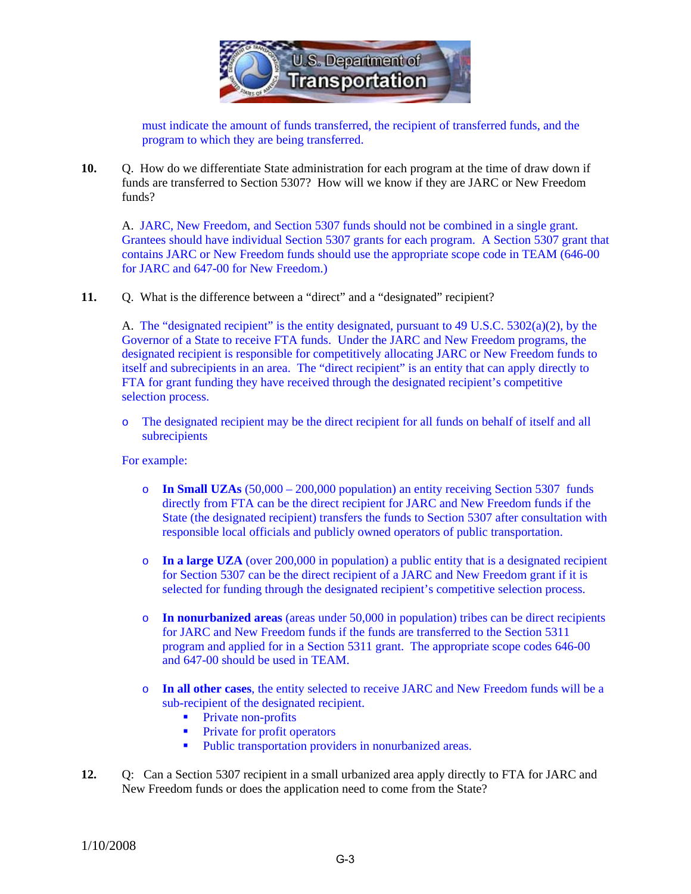must indicate the amount of funds transferred, the recipient of transferred funds, and the program to which they are being transferred.

**10.** Q. How do we differentiate State administration for each program at the time of draw down if funds are transferred to Section 5307? How will we know if they are JARC or New Freedom funds?

A. JARC, New Freedom, and Section 5307 funds should not be combined in a single grant. Grantees should have individual Section 5307 grants for each program. A Section 5307 grant that contains JARC or New Freedom funds should use the appropriate scope code in TEAM (646-00 for JARC and 647-00 for New Freedom.)

**11.** Q. What is the difference between a "direct" and a "designated" recipient?

A. The "designated recipient" is the entity designated, pursuant to 49 U.S.C. 5302(a)(2), by the Governor of a State to receive FTA funds. Under the JARC and New Freedom programs, the designated recipient is responsible for competitively allocating JARC or New Freedom funds to itself and subrecipients in an area. The "direct recipient" is an entity that can apply directly to FTA for grant funding they have received through the designated recipient's competitive selection process.

- The designated recipient may be the direct recipient for all funds on behalf of itself and all subrecipients

For example:

- **In Small UZAs** (50,000 – 200,000 population) an entity receiving Section 5307 funds directly from FTA can be the direct recipient for JARC and New Freedom funds if the State (the designated recipient) transfers the funds to Section 5307 after consultation with responsible local officials and publicly owned operators of public transportation.

- **In a large UZA** (over 200,000 in population) a public entity that is a designated recipient for Section 5307 can be the direct recipient of a JARC and New Freedom grant if it is selected for funding through the designated recipient's competitive selection process.

- **In nonurbanized areas** (areas under 50,000 in population) tribes can be direct recipients for JARC and New Freedom funds if the funds are transferred to the Section 5311 program and applied for in a Section 5311 grant. The appropriate scope codes 646-00 and 647-00 should be used in TEAM.

- **In all other cases**, the entity selected to receive JARC and New Freedom funds will be a sub-recipient of the designated recipient.
  - Private non-profits
  - Private for profit operators
  - Public transportation providers in nonurbanized areas.

**12.** Q: Can a Section 5307 recipient in a small urbanized area apply directly to FTA for JARC and New Freedom funds or does the application need to come from the State?

1/10/2008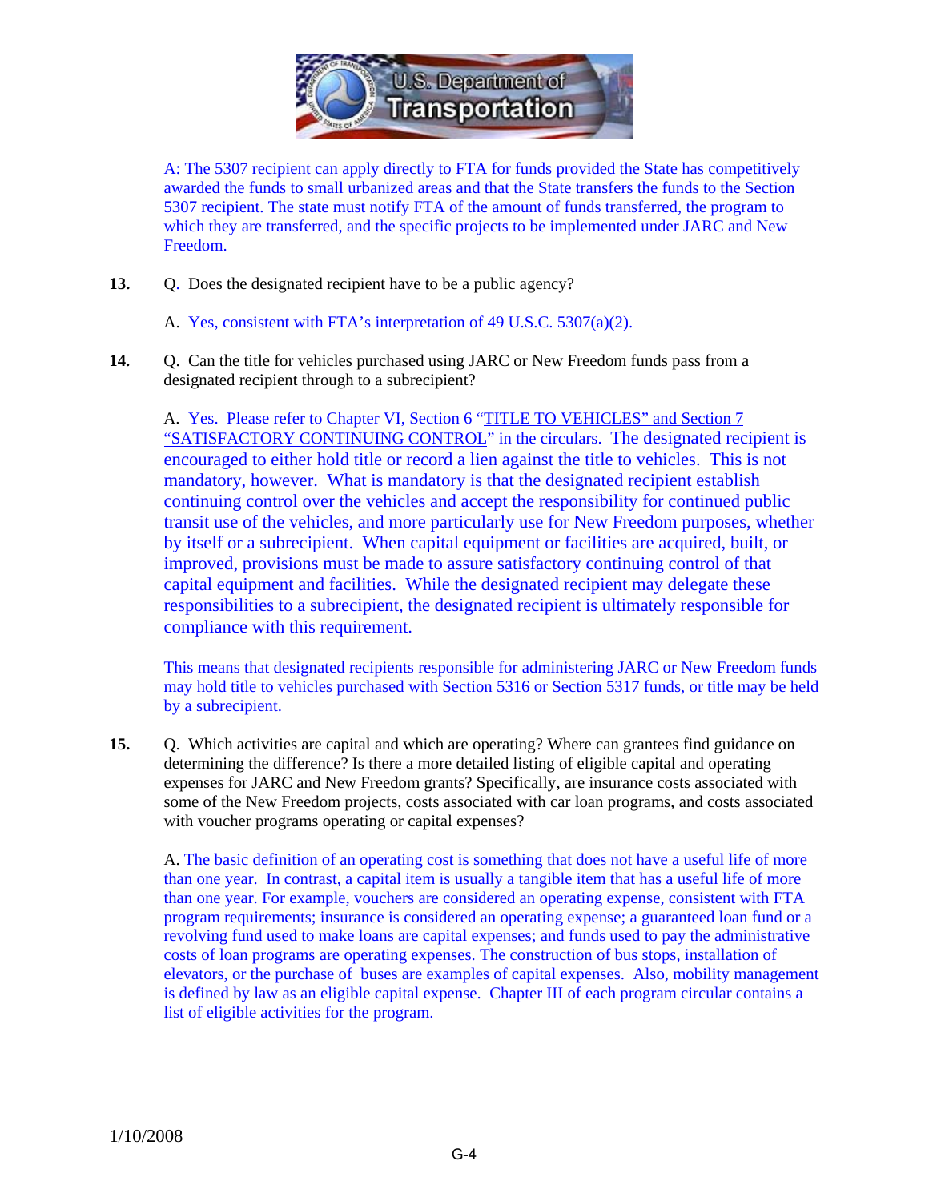A: The 5307 recipient can apply directly to FTA for funds provided the State has competitively awarded the funds to small urbanized areas and that the State transfers the funds to the Section 5307 recipient. The state must notify FTA of the amount of funds transferred, the program to which they are transferred, and the specific projects to be implemented under JARC and New Freedom.

**13.** Q. Does the designated recipient have to be a public agency?

A. Yes, consistent with FTA's interpretation of 49 U.S.C. 5307(a)(2).

**14.** Q. Can the title for vehicles purchased using JARC or New Freedom funds pass from a designated recipient through to a subrecipient?

A. Yes. Please refer to Chapter VI, Section 6 "TITLE TO VEHICLES" and Section 7 "SATISFACTORY CONTINUING CONTROL" in the circulars. The designated recipient is encouraged to either hold title or record a lien against the title to vehicles. This is not mandatory, however. What is mandatory is that the designated recipient establish continuing control over the vehicles and accept the responsibility for continued public transit use of the vehicles, and more particularly use for New Freedom purposes, whether by itself or a subrecipient. When capital equipment or facilities are acquired, built, or improved, provisions must be made to assure satisfactory continuing control of that capital equipment and facilities. While the designated recipient may delegate these responsibilities to a subrecipient, the designated recipient is ultimately responsible for compliance with this requirement.

This means that designated recipients responsible for administering JARC or New Freedom funds may hold title to vehicles purchased with Section 5316 or Section 5317 funds, or title may be held by a subrecipient.

**15.** Q. Which activities are capital and which are operating? Where can grantees find guidance on determining the difference? Is there a more detailed listing of eligible capital and operating expenses for JARC and New Freedom grants? Specifically, are insurance costs associated with some of the New Freedom projects, costs associated with car loan programs, and costs associated with voucher programs operating or capital expenses?

A. The basic definition of an operating cost is something that does not have a useful life of more than one year. In contrast, a capital item is usually a tangible item that has a useful life of more than one year. For example, vouchers are considered an operating expense, consistent with FTA program requirements; insurance is considered an operating expense; a guaranteed loan fund or a revolving fund used to make loans are capital expenses; and funds used to pay the administrative costs of loan programs are operating expenses. The construction of bus stops, installation of elevators, or the purchase of buses are examples of capital expenses. Also, mobility management is defined by law as an eligible capital expense. Chapter III of each program circular contains a list of eligible activities for the program.

1/10/2008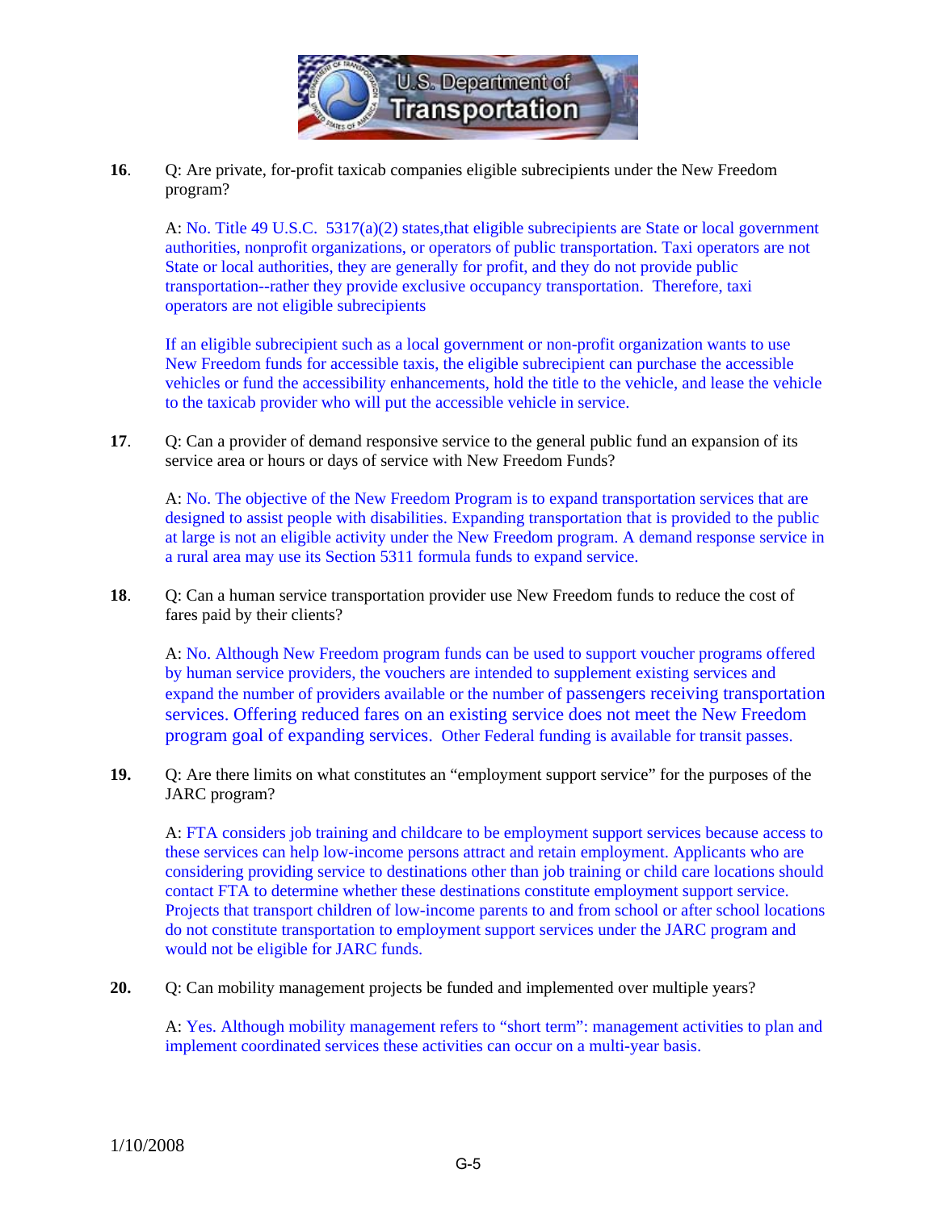**16.** Q: Are private, for-profit taxicab companies eligible subrecipients under the New Freedom program?

A: No. Title 49 U.S.C. 5317(a)(2) states,that eligible subrecipients are State or local government authorities, nonprofit organizations, or operators of public transportation. Taxi operators are not State or local authorities, they are generally for profit, and they do not provide public transportation--rather they provide exclusive occupancy transportation. Therefore, taxi operators are not eligible subrecipients

If an eligible subrecipient such as a local government or non-profit organization wants to use New Freedom funds for accessible taxis, the eligible subrecipient can purchase the accessible vehicles or fund the accessibility enhancements, hold the title to the vehicle, and lease the vehicle to the taxicab provider who will put the accessible vehicle in service.

**17.** Q: Can a provider of demand responsive service to the general public fund an expansion of its service area or hours or days of service with New Freedom Funds?

A: No. The objective of the New Freedom Program is to expand transportation services that are designed to assist people with disabilities. Expanding transportation that is provided to the public at large is not an eligible activity under the New Freedom program. A demand response service in a rural area may use its Section 5311 formula funds to expand service.

**18.** Q: Can a human service transportation provider use New Freedom funds to reduce the cost of fares paid by their clients?

A: No. Although New Freedom program funds can be used to support voucher programs offered by human service providers, the vouchers are intended to supplement existing services and expand the number of providers available or the number of passengers receiving transportation services. Offering reduced fares on an existing service does not meet the New Freedom program goal of expanding services. Other Federal funding is available for transit passes.

**19.** Q: Are there limits on what constitutes an "employment support service" for the purposes of the JARC program?

A: FTA considers job training and childcare to be employment support services because access to these services can help low-income persons attract and retain employment. Applicants who are considering providing service to destinations other than job training or child care locations should contact FTA to determine whether these destinations constitute employment support service. Projects that transport children of low-income parents to and from school or after school locations do not constitute transportation to employment support services under the JARC program and would not be eligible for JARC funds.

**20.** Q: Can mobility management projects be funded and implemented over multiple years?

A: Yes. Although mobility management refers to "short term": management activities to plan and implement coordinated services these activities can occur on a multi-year basis.

1/10/2008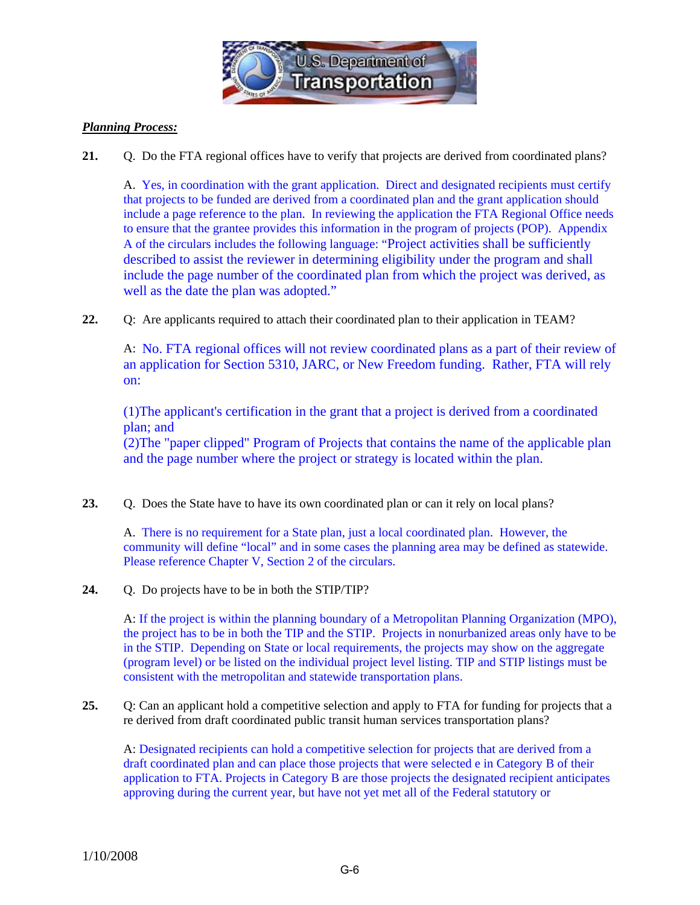***Planning Process:***

**21.** Q. Do the FTA regional offices have to verify that projects are derived from coordinated plans?

A. Yes, in coordination with the grant application. Direct and designated recipients must certify that projects to be funded are derived from a coordinated plan and the grant application should include a page reference to the plan. In reviewing the application the FTA Regional Office needs to ensure that the grantee provides this information in the program of projects (POP). Appendix A of the circulars includes the following language: "Project activities shall be sufficiently described to assist the reviewer in determining eligibility under the program and shall include the page number of the coordinated plan from which the project was derived, as well as the date the plan was adopted."

**22.** Q: Are applicants required to attach their coordinated plan to their application in TEAM?

A: No. FTA regional offices will not review coordinated plans as a part of their review of an application for Section 5310, JARC, or New Freedom funding. Rather, FTA will rely on:

(1)The applicant's certification in the grant that a project is derived from a coordinated plan; and
(2)The "paper clipped" Program of Projects that contains the name of the applicable plan and the page number where the project or strategy is located within the plan.

**23.** Q. Does the State have to have its own coordinated plan or can it rely on local plans?

A. There is no requirement for a State plan, just a local coordinated plan. However, the community will define "local" and in some cases the planning area may be defined as statewide. Please reference Chapter V, Section 2 of the circulars.

**24.** Q. Do projects have to be in both the STIP/TIP?

A: If the project is within the planning boundary of a Metropolitan Planning Organization (MPO), the project has to be in both the TIP and the STIP. Projects in nonurbanized areas only have to be in the STIP. Depending on State or local requirements, the projects may show on the aggregate (program level) or be listed on the individual project level listing. TIP and STIP listings must be consistent with the metropolitan and statewide transportation plans.

**25.** Q: Can an applicant hold a competitive selection and apply to FTA for funding for projects that a re derived from draft coordinated public transit human services transportation plans?

A: Designated recipients can hold a competitive selection for projects that are derived from a draft coordinated plan and can place those projects that were selected e in Category B of their application to FTA. Projects in Category B are those projects the designated recipient anticipates approving during the current year, but have not yet met all of the Federal statutory or

1/10/2008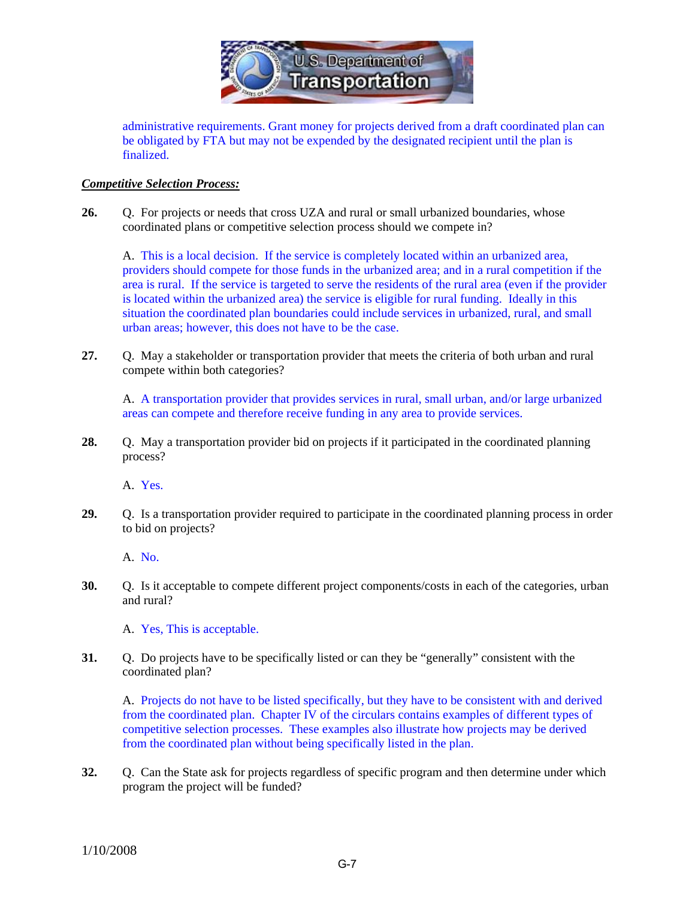administrative requirements. Grant money for projects derived from a draft coordinated plan can be obligated by FTA but may not be expended by the designated recipient until the plan is finalized.

***Competitive Selection Process:***

**26.** Q. For projects or needs that cross UZA and rural or small urbanized boundaries, whose coordinated plans or competitive selection process should we compete in?

A. This is a local decision. If the service is completely located within an urbanized area, providers should compete for those funds in the urbanized area; and in a rural competition if the area is rural. If the service is targeted to serve the residents of the rural area (even if the provider is located within the urbanized area) the service is eligible for rural funding. Ideally in this situation the coordinated plan boundaries could include services in urbanized, rural, and small urban areas; however, this does not have to be the case.

**27.** Q. May a stakeholder or transportation provider that meets the criteria of both urban and rural compete within both categories?

A. A transportation provider that provides services in rural, small urban, and/or large urbanized areas can compete and therefore receive funding in any area to provide services.

**28.** Q. May a transportation provider bid on projects if it participated in the coordinated planning process?

A. Yes.

**29.** Q. Is a transportation provider required to participate in the coordinated planning process in order to bid on projects?

A. No.

**30.** Q. Is it acceptable to compete different project components/costs in each of the categories, urban and rural?

A. Yes, This is acceptable.

**31.** Q. Do projects have to be specifically listed or can they be "generally" consistent with the coordinated plan?

A. Projects do not have to be listed specifically, but they have to be consistent with and derived from the coordinated plan. Chapter IV of the circulars contains examples of different types of competitive selection processes. These examples also illustrate how projects may be derived from the coordinated plan without being specifically listed in the plan.

**32.** Q. Can the State ask for projects regardless of specific program and then determine under which program the project will be funded?

1/10/2008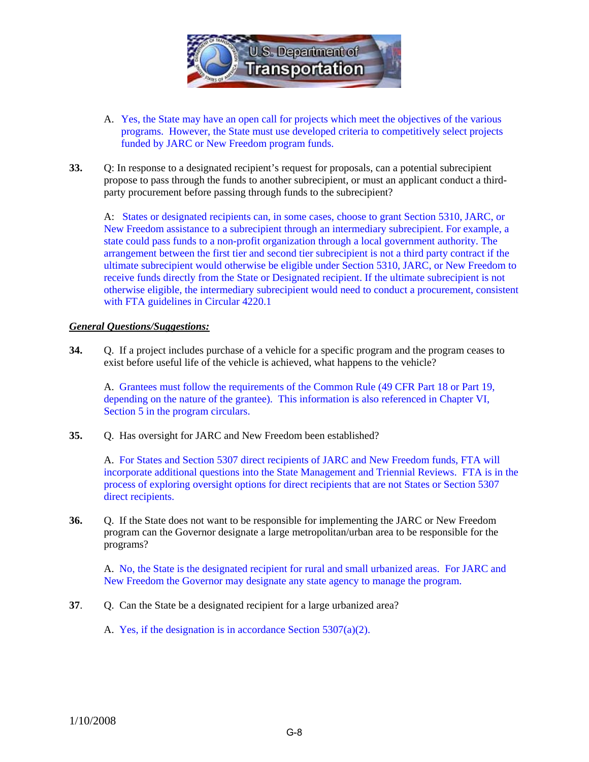A. Yes, the State may have an open call for projects which meet the objectives of the various programs. However, the State must use developed criteria to competitively select projects funded by JARC or New Freedom program funds.

**33.** Q: In response to a designated recipient's request for proposals, can a potential subrecipient propose to pass through the funds to another subrecipient, or must an applicant conduct a third-party procurement before passing through funds to the subrecipient?

A: States or designated recipients can, in some cases, choose to grant Section 5310, JARC, or New Freedom assistance to a subrecipient through an intermediary subrecipient. For example, a state could pass funds to a non-profit organization through a local government authority. The arrangement between the first tier and second tier subrecipient is not a third party contract if the ultimate subrecipient would otherwise be eligible under Section 5310, JARC, or New Freedom to receive funds directly from the State or Designated recipient. If the ultimate subrecipient is not otherwise eligible, the intermediary subrecipient would need to conduct a procurement, consistent with FTA guidelines in Circular 4220.1

***General Questions/Suggestions:***

**34.** Q. If a project includes purchase of a vehicle for a specific program and the program ceases to exist before useful life of the vehicle is achieved, what happens to the vehicle?

A. Grantees must follow the requirements of the Common Rule (49 CFR Part 18 or Part 19, depending on the nature of the grantee). This information is also referenced in Chapter VI, Section 5 in the program circulars.

**35.** Q. Has oversight for JARC and New Freedom been established?

A. For States and Section 5307 direct recipients of JARC and New Freedom funds, FTA will incorporate additional questions into the State Management and Triennial Reviews. FTA is in the process of exploring oversight options for direct recipients that are not States or Section 5307 direct recipients.

**36.** Q. If the State does not want to be responsible for implementing the JARC or New Freedom program can the Governor designate a large metropolitan/urban area to be responsible for the programs?

A. No, the State is the designated recipient for rural and small urbanized areas. For JARC and New Freedom the Governor may designate any state agency to manage the program.

**37.** Q. Can the State be a designated recipient for a large urbanized area?

A. Yes, if the designation is in accordance Section 5307(a)(2).

1/10/2008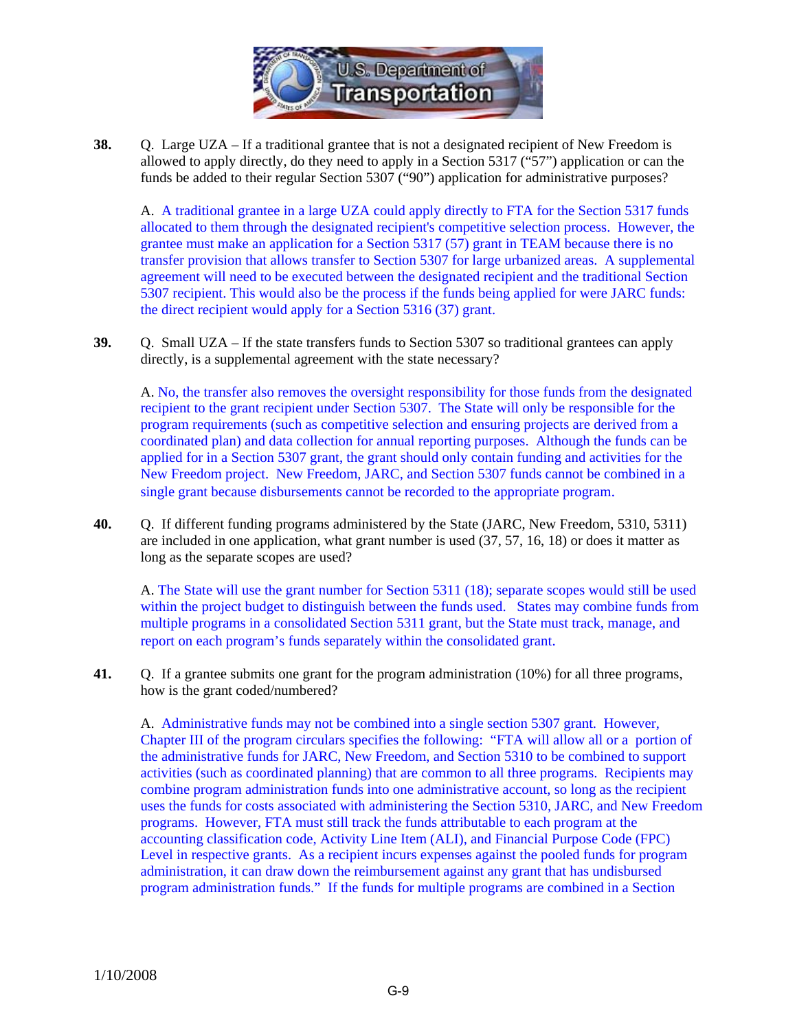**38.** Q. Large UZA – If a traditional grantee that is not a designated recipient of New Freedom is allowed to apply directly, do they need to apply in a Section 5317 ("57") application or can the funds be added to their regular Section 5307 ("90") application for administrative purposes?

A. A traditional grantee in a large UZA could apply directly to FTA for the Section 5317 funds allocated to them through the designated recipient's competitive selection process. However, the grantee must make an application for a Section 5317 (57) grant in TEAM because there is no transfer provision that allows transfer to Section 5307 for large urbanized areas. A supplemental agreement will need to be executed between the designated recipient and the traditional Section 5307 recipient. This would also be the process if the funds being applied for were JARC funds: the direct recipient would apply for a Section 5316 (37) grant.

**39.** Q. Small UZA – If the state transfers funds to Section 5307 so traditional grantees can apply directly, is a supplemental agreement with the state necessary?

A. No, the transfer also removes the oversight responsibility for those funds from the designated recipient to the grant recipient under Section 5307. The State will only be responsible for the program requirements (such as competitive selection and ensuring projects are derived from a coordinated plan) and data collection for annual reporting purposes. Although the funds can be applied for in a Section 5307 grant, the grant should only contain funding and activities for the New Freedom project. New Freedom, JARC, and Section 5307 funds cannot be combined in a single grant because disbursements cannot be recorded to the appropriate program.

**40.** Q. If different funding programs administered by the State (JARC, New Freedom, 5310, 5311) are included in one application, what grant number is used (37, 57, 16, 18) or does it matter as long as the separate scopes are used?

A. The State will use the grant number for Section 5311 (18); separate scopes would still be used within the project budget to distinguish between the funds used. States may combine funds from multiple programs in a consolidated Section 5311 grant, but the State must track, manage, and report on each program's funds separately within the consolidated grant.

**41.** Q. If a grantee submits one grant for the program administration (10%) for all three programs, how is the grant coded/numbered?

A. Administrative funds may not be combined into a single section 5307 grant. However, Chapter III of the program circulars specifies the following: "FTA will allow all or a portion of the administrative funds for JARC, New Freedom, and Section 5310 to be combined to support activities (such as coordinated planning) that are common to all three programs. Recipients may combine program administration funds into one administrative account, so long as the recipient uses the funds for costs associated with administering the Section 5310, JARC, and New Freedom programs. However, FTA must still track the funds attributable to each program at the accounting classification code, Activity Line Item (ALI), and Financial Purpose Code (FPC) Level in respective grants. As a recipient incurs expenses against the pooled funds for program administration, it can draw down the reimbursement against any grant that has undisbursed program administration funds." If the funds for multiple programs are combined in a Section

1/10/2008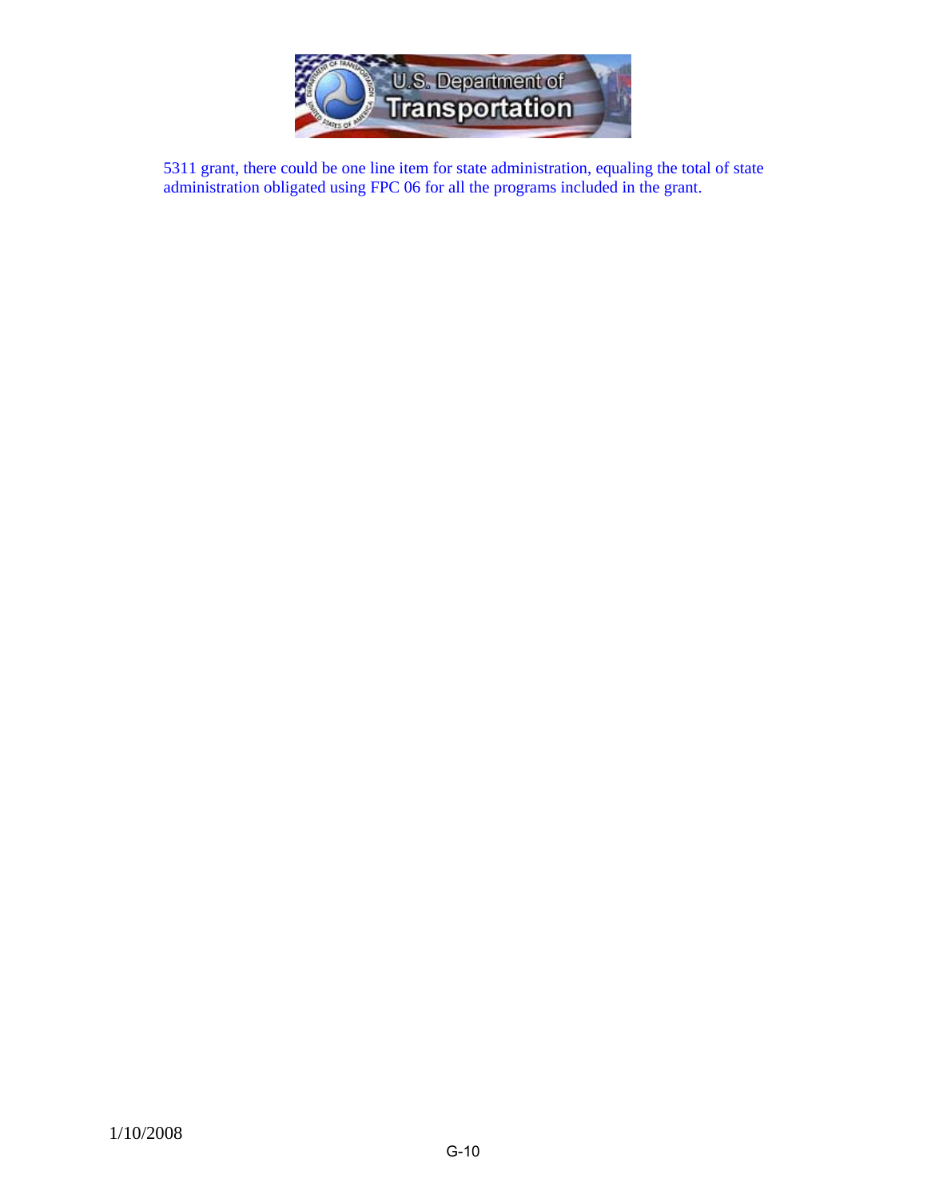5311 grant, there could be one line item for state administration, equaling the total of state administration obligated using FPC 06 for all the programs included in the grant.